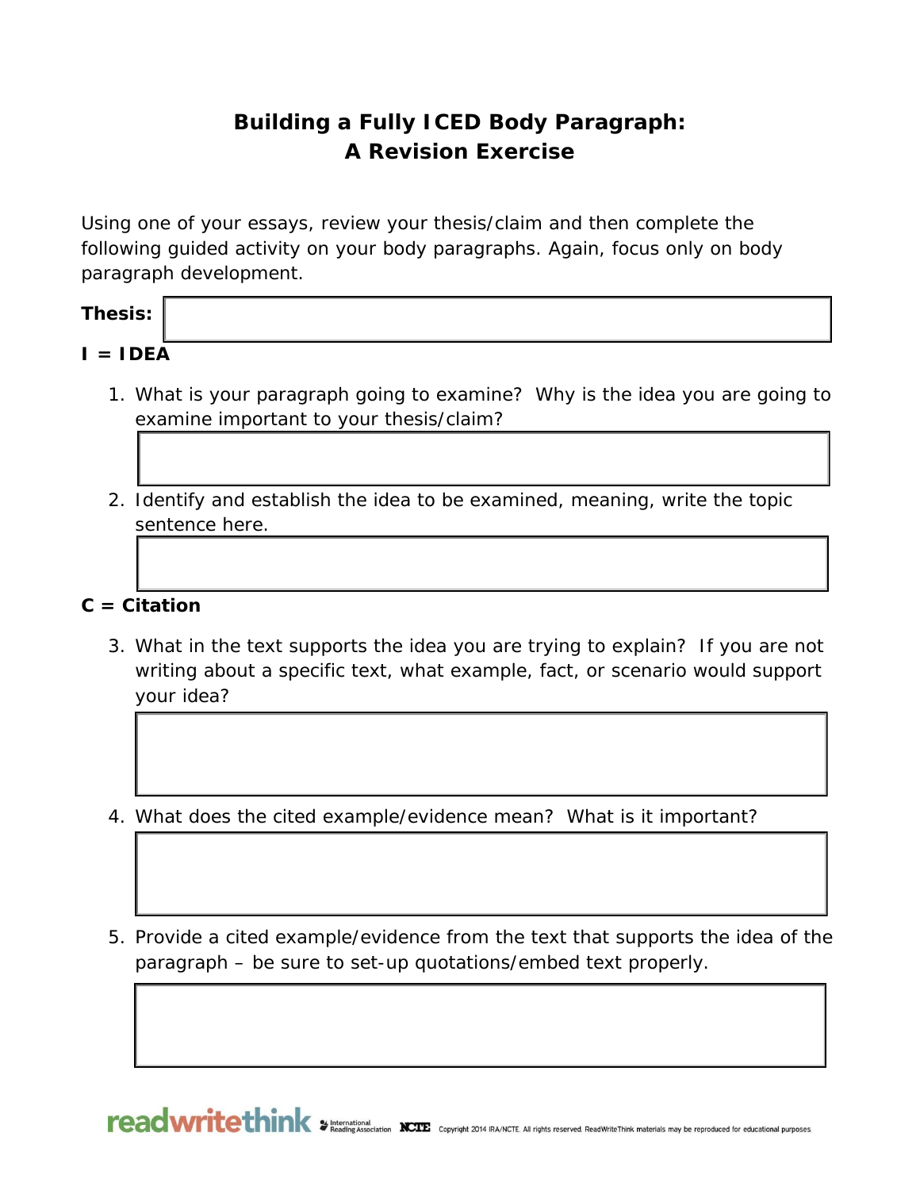# Building a Fully ICED Body Paragraph:
# A Revision Exercise

Using one of your essays, review your thesis/claim and then complete the following guided activity on your body paragraphs. Again, focus only on body paragraph development.

**Thesis:**

**I = IDEA**

1. What is your paragraph going to examine? Why is the idea you are going to examine important to your thesis/claim?

2. Identify and establish the idea to be examined, meaning, write the topic sentence here.

**C = Citation**

3. What in the text supports the idea you are trying to explain? If you are not writing about a specific text, what example, fact, or scenario would support your idea?

4. What does the cited example/evidence mean? What is it important?

5. Provide a cited example/evidence from the text that supports the idea of the paragraph – be sure to set-up quotations/embed text properly.

readwritethink International Reading Association NCTE Copyright 2014 IRA/NCTE. All rights reserved. ReadWriteThink materials may be reproduced for educational purposes.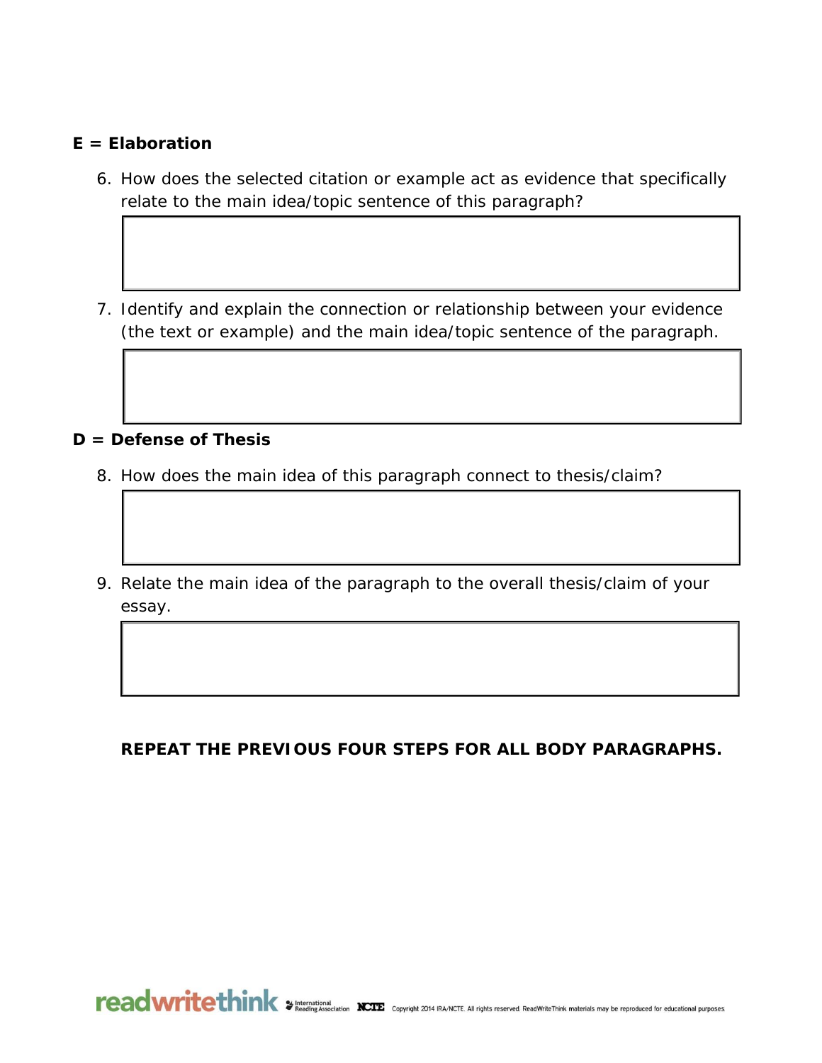**E = Elaboration**

6. How does the selected citation or example act as evidence that specifically relate to the main idea/topic sentence of this paragraph?

7. Identify and explain the connection or relationship between your evidence (the text or example) and the main idea/topic sentence of the paragraph.

**D = Defense of Thesis**

8. How does the main idea of this paragraph connect to thesis/claim?

9. Relate the main idea of the paragraph to the overall thesis/claim of your essay.

**REPEAT THE PREVIOUS FOUR STEPS FOR ALL BODY PARAGRAPHS.**